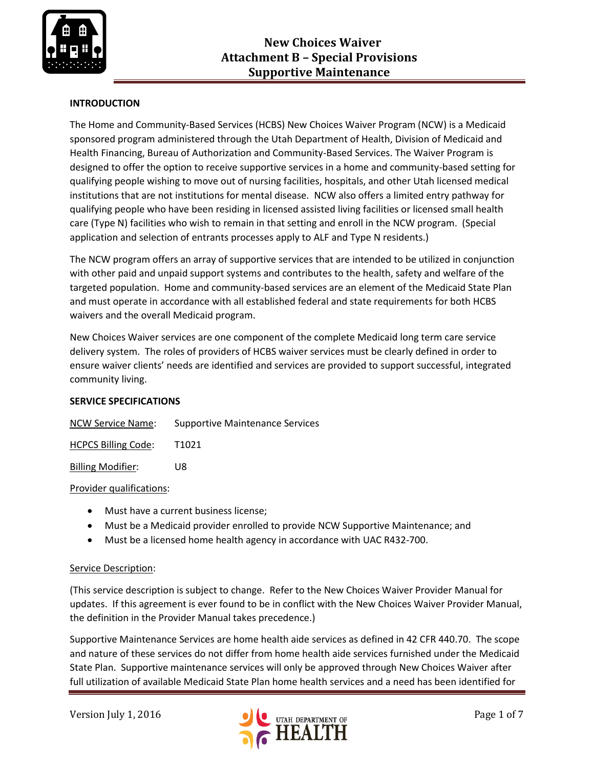# New Choices Waiver
## Attachment B – Special Provisions
## Supportive Maintenance

**INTRODUCTION**

The Home and Community-Based Services (HCBS) New Choices Waiver Program (NCW) is a Medicaid sponsored program administered through the Utah Department of Health, Division of Medicaid and Health Financing, Bureau of Authorization and Community-Based Services. The Waiver Program is designed to offer the option to receive supportive services in a home and community-based setting for qualifying people wishing to move out of nursing facilities, hospitals, and other Utah licensed medical institutions that are not institutions for mental disease. NCW also offers a limited entry pathway for qualifying people who have been residing in licensed assisted living facilities or licensed small health care (Type N) facilities who wish to remain in that setting and enroll in the NCW program. (Special application and selection of entrants processes apply to ALF and Type N residents.)

The NCW program offers an array of supportive services that are intended to be utilized in conjunction with other paid and unpaid support systems and contributes to the health, safety and welfare of the targeted population. Home and community-based services are an element of the Medicaid State Plan and must operate in accordance with all established federal and state requirements for both HCBS waivers and the overall Medicaid program.

New Choices Waiver services are one component of the complete Medicaid long term care service delivery system. The roles of providers of HCBS waiver services must be clearly defined in order to ensure waiver clients' needs are identified and services are provided to support successful, integrated community living.

**SERVICE SPECIFICATIONS**

NCW Service Name: Supportive Maintenance Services

HCPCS Billing Code: T1021

Billing Modifier: U8

Provider qualifications:

- Must have a current business license;
- Must be a Medicaid provider enrolled to provide NCW Supportive Maintenance; and
- Must be a licensed home health agency in accordance with UAC R432-700.

Service Description:

(This service description is subject to change. Refer to the New Choices Waiver Provider Manual for updates. If this agreement is ever found to be in conflict with the New Choices Waiver Provider Manual, the definition in the Provider Manual takes precedence.)

Supportive Maintenance Services are home health aide services as defined in 42 CFR 440.70. The scope and nature of these services do not differ from home health aide services furnished under the Medicaid State Plan. Supportive maintenance services will only be approved through New Choices Waiver after full utilization of available Medicaid State Plan home health services and a need has been identified for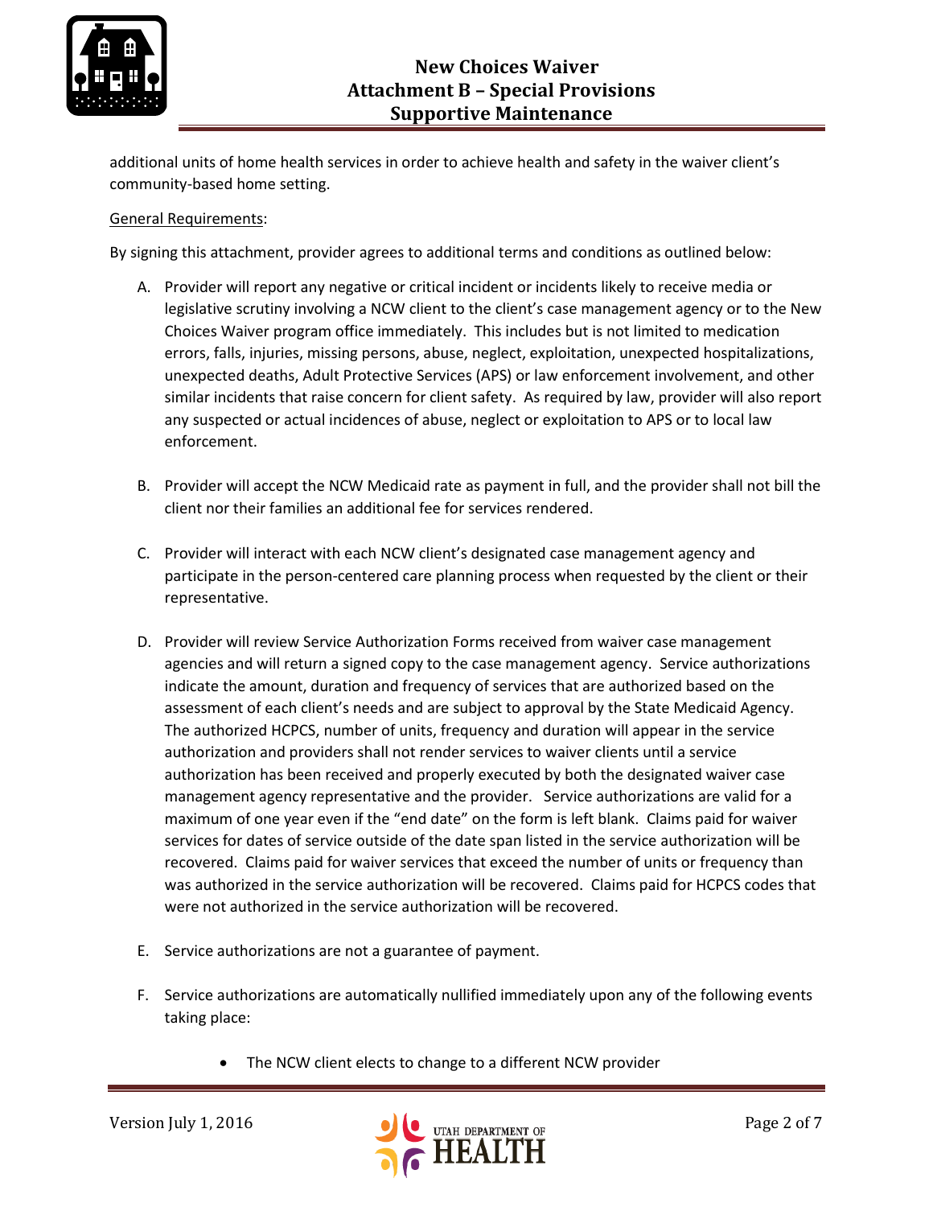additional units of home health services in order to achieve health and safety in the waiver client's community-based home setting.

General Requirements:

By signing this attachment, provider agrees to additional terms and conditions as outlined below:

A. Provider will report any negative or critical incident or incidents likely to receive media or legislative scrutiny involving a NCW client to the client's case management agency or to the New Choices Waiver program office immediately. This includes but is not limited to medication errors, falls, injuries, missing persons, abuse, neglect, exploitation, unexpected hospitalizations, unexpected deaths, Adult Protective Services (APS) or law enforcement involvement, and other similar incidents that raise concern for client safety. As required by law, provider will also report any suspected or actual incidences of abuse, neglect or exploitation to APS or to local law enforcement.

B. Provider will accept the NCW Medicaid rate as payment in full, and the provider shall not bill the client nor their families an additional fee for services rendered.

C. Provider will interact with each NCW client's designated case management agency and participate in the person-centered care planning process when requested by the client or their representative.

D. Provider will review Service Authorization Forms received from waiver case management agencies and will return a signed copy to the case management agency. Service authorizations indicate the amount, duration and frequency of services that are authorized based on the assessment of each client's needs and are subject to approval by the State Medicaid Agency. The authorized HCPCS, number of units, frequency and duration will appear in the service authorization and providers shall not render services to waiver clients until a service authorization has been received and properly executed by both the designated waiver case management agency representative and the provider. Service authorizations are valid for a maximum of one year even if the "end date" on the form is left blank. Claims paid for waiver services for dates of service outside of the date span listed in the service authorization will be recovered. Claims paid for waiver services that exceed the number of units or frequency than was authorized in the service authorization will be recovered. Claims paid for HCPCS codes that were not authorized in the service authorization will be recovered.

E. Service authorizations are not a guarantee of payment.

F. Service authorizations are automatically nullified immediately upon any of the following events taking place:

   - The NCW client elects to change to a different NCW provider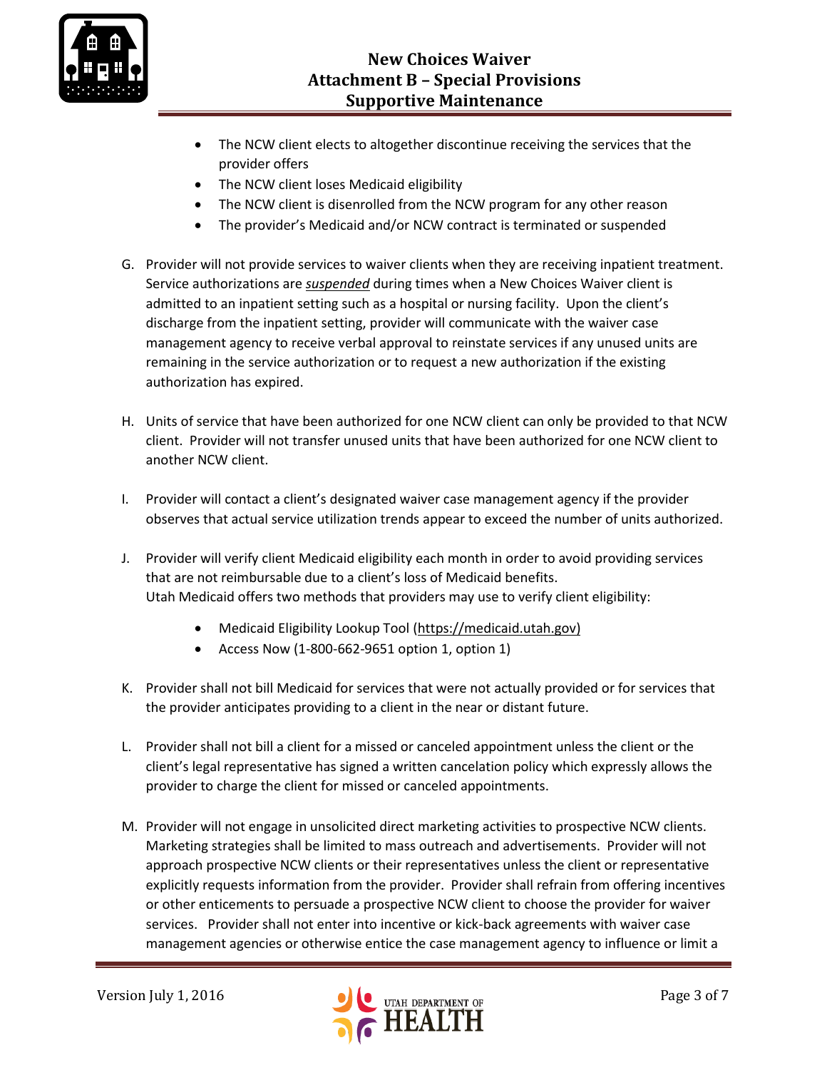- The NCW client elects to altogether discontinue receiving the services that the provider offers
- The NCW client loses Medicaid eligibility
- The NCW client is disenrolled from the NCW program for any other reason
- The provider's Medicaid and/or NCW contract is terminated or suspended

G. Provider will not provide services to waiver clients when they are receiving inpatient treatment. Service authorizations are ***suspended*** during times when a New Choices Waiver client is admitted to an inpatient setting such as a hospital or nursing facility. Upon the client's discharge from the inpatient setting, provider will communicate with the waiver case management agency to receive verbal approval to reinstate services if any unused units are remaining in the service authorization or to request a new authorization if the existing authorization has expired.

H. Units of service that have been authorized for one NCW client can only be provided to that NCW client. Provider will not transfer unused units that have been authorized for one NCW client to another NCW client.

I. Provider will contact a client's designated waiver case management agency if the provider observes that actual service utilization trends appear to exceed the number of units authorized.

J. Provider will verify client Medicaid eligibility each month in order to avoid providing services that are not reimbursable due to a client's loss of Medicaid benefits. Utah Medicaid offers two methods that providers may use to verify client eligibility:

- Medicaid Eligibility Lookup Tool (https://medicaid.utah.gov)
- Access Now (1-800-662-9651 option 1, option 1)

K. Provider shall not bill Medicaid for services that were not actually provided or for services that the provider anticipates providing to a client in the near or distant future.

L. Provider shall not bill a client for a missed or canceled appointment unless the client or the client's legal representative has signed a written cancelation policy which expressly allows the provider to charge the client for missed or canceled appointments.

M. Provider will not engage in unsolicited direct marketing activities to prospective NCW clients. Marketing strategies shall be limited to mass outreach and advertisements. Provider will not approach prospective NCW clients or their representatives unless the client or representative explicitly requests information from the provider. Provider shall refrain from offering incentives or other enticements to persuade a prospective NCW client to choose the provider for waiver services. Provider shall not enter into incentive or kick-back agreements with waiver case management agencies or otherwise entice the case management agency to influence or limit a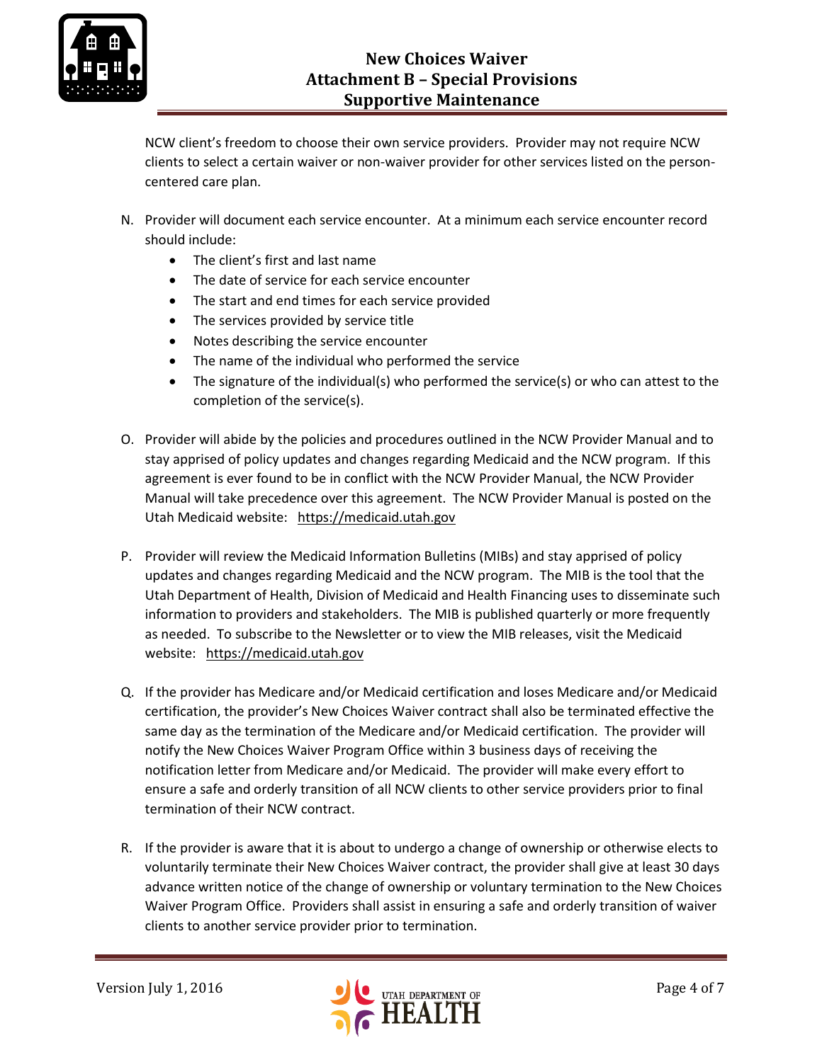NCW client's freedom to choose their own service providers. Provider may not require NCW clients to select a certain waiver or non-waiver provider for other services listed on the person-centered care plan.

N. Provider will document each service encounter. At a minimum each service encounter record should include:
   - The client's first and last name
   - The date of service for each service encounter
   - The start and end times for each service provided
   - The services provided by service title
   - Notes describing the service encounter
   - The name of the individual who performed the service
   - The signature of the individual(s) who performed the service(s) or who can attest to the completion of the service(s).

O. Provider will abide by the policies and procedures outlined in the NCW Provider Manual and to stay apprised of policy updates and changes regarding Medicaid and the NCW program. If this agreement is ever found to be in conflict with the NCW Provider Manual, the NCW Provider Manual will take precedence over this agreement. The NCW Provider Manual is posted on the Utah Medicaid website: https://medicaid.utah.gov

P. Provider will review the Medicaid Information Bulletins (MIBs) and stay apprised of policy updates and changes regarding Medicaid and the NCW program. The MIB is the tool that the Utah Department of Health, Division of Medicaid and Health Financing uses to disseminate such information to providers and stakeholders. The MIB is published quarterly or more frequently as needed. To subscribe to the Newsletter or to view the MIB releases, visit the Medicaid website: https://medicaid.utah.gov

Q. If the provider has Medicare and/or Medicaid certification and loses Medicare and/or Medicaid certification, the provider's New Choices Waiver contract shall also be terminated effective the same day as the termination of the Medicare and/or Medicaid certification. The provider will notify the New Choices Waiver Program Office within 3 business days of receiving the notification letter from Medicare and/or Medicaid. The provider will make every effort to ensure a safe and orderly transition of all NCW clients to other service providers prior to final termination of their NCW contract.

R. If the provider is aware that it is about to undergo a change of ownership or otherwise elects to voluntarily terminate their New Choices Waiver contract, the provider shall give at least 30 days advance written notice of the change of ownership or voluntary termination to the New Choices Waiver Program Office. Providers shall assist in ensuring a safe and orderly transition of waiver clients to another service provider prior to termination.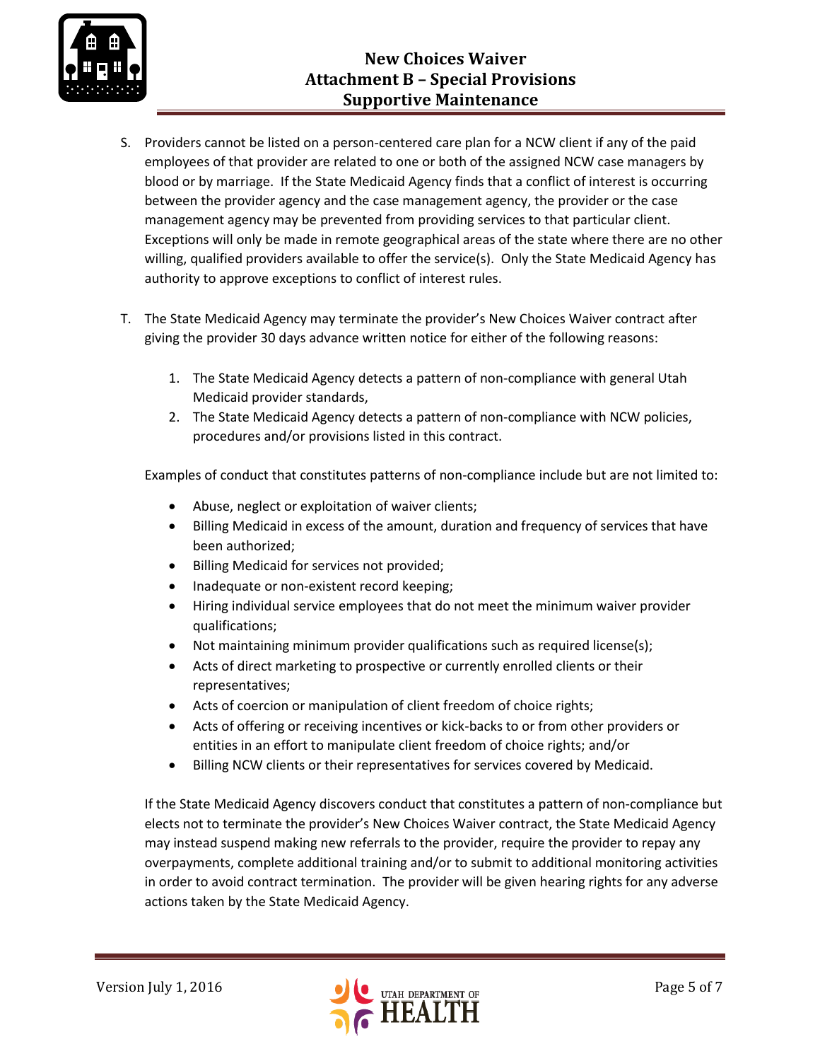S. Providers cannot be listed on a person-centered care plan for a NCW client if any of the paid employees of that provider are related to one or both of the assigned NCW case managers by blood or by marriage. If the State Medicaid Agency finds that a conflict of interest is occurring between the provider agency and the case management agency, the provider or the case management agency may be prevented from providing services to that particular client. Exceptions will only be made in remote geographical areas of the state where there are no other willing, qualified providers available to offer the service(s). Only the State Medicaid Agency has authority to approve exceptions to conflict of interest rules.

T. The State Medicaid Agency may terminate the provider's New Choices Waiver contract after giving the provider 30 days advance written notice for either of the following reasons:

   1. The State Medicaid Agency detects a pattern of non-compliance with general Utah Medicaid provider standards,
   2. The State Medicaid Agency detects a pattern of non-compliance with NCW policies, procedures and/or provisions listed in this contract.

   Examples of conduct that constitutes patterns of non-compliance include but are not limited to:

   - Abuse, neglect or exploitation of waiver clients;
   - Billing Medicaid in excess of the amount, duration and frequency of services that have been authorized;
   - Billing Medicaid for services not provided;
   - Inadequate or non-existent record keeping;
   - Hiring individual service employees that do not meet the minimum waiver provider qualifications;
   - Not maintaining minimum provider qualifications such as required license(s);
   - Acts of direct marketing to prospective or currently enrolled clients or their representatives;
   - Acts of coercion or manipulation of client freedom of choice rights;
   - Acts of offering or receiving incentives or kick-backs to or from other providers or entities in an effort to manipulate client freedom of choice rights; and/or
   - Billing NCW clients or their representatives for services covered by Medicaid.

   If the State Medicaid Agency discovers conduct that constitutes a pattern of non-compliance but elects not to terminate the provider's New Choices Waiver contract, the State Medicaid Agency may instead suspend making new referrals to the provider, require the provider to repay any overpayments, complete additional training and/or to submit to additional monitoring activities in order to avoid contract termination. The provider will be given hearing rights for any adverse actions taken by the State Medicaid Agency.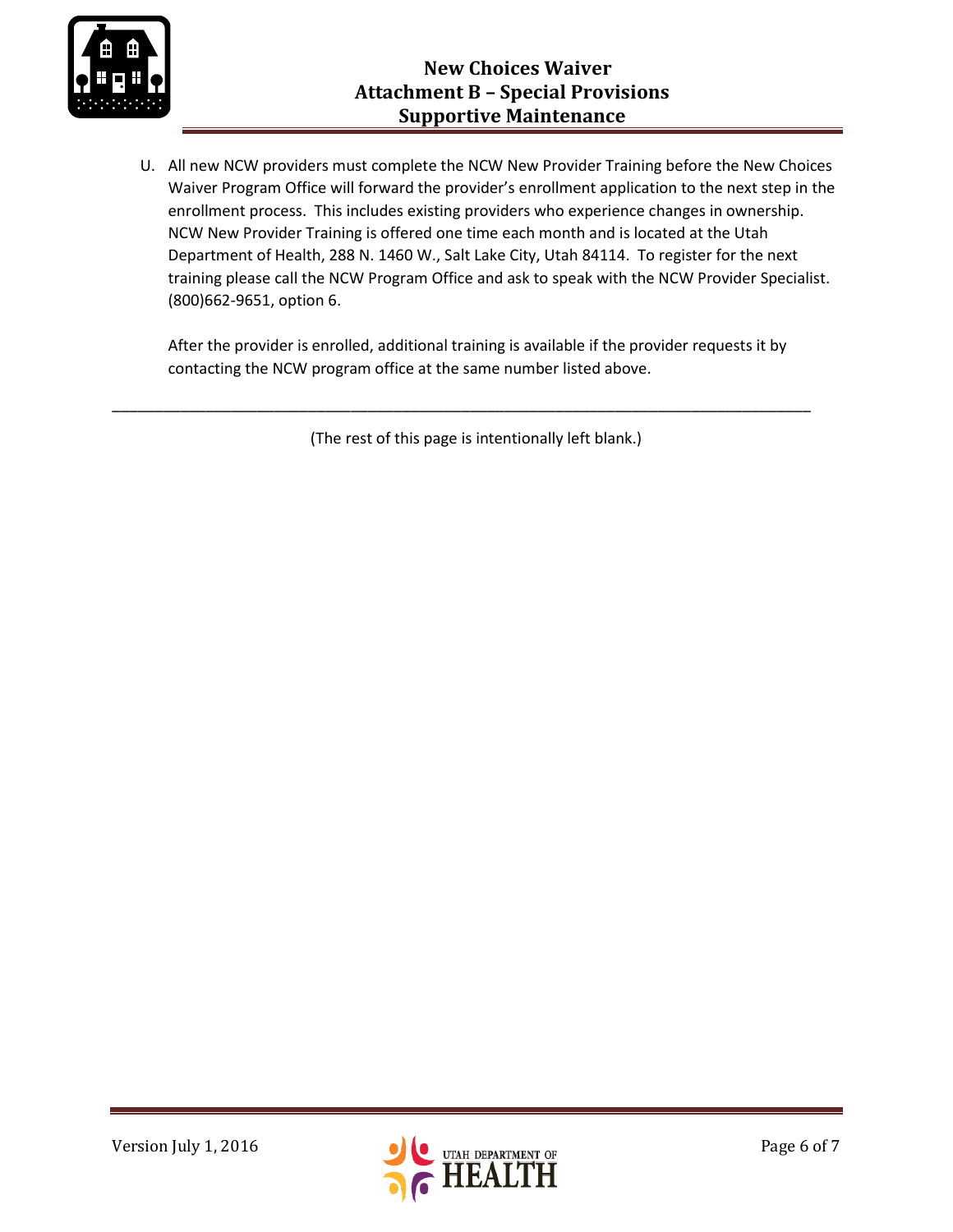U. All new NCW providers must complete the NCW New Provider Training before the New Choices Waiver Program Office will forward the provider's enrollment application to the next step in the enrollment process. This includes existing providers who experience changes in ownership. NCW New Provider Training is offered one time each month and is located at the Utah Department of Health, 288 N. 1460 W., Salt Lake City, Utah 84114. To register for the next training please call the NCW Program Office and ask to speak with the NCW Provider Specialist. (800)662-9651, option 6.

   After the provider is enrolled, additional training is available if the provider requests it by contacting the NCW program office at the same number listed above.

---

(The rest of this page is intentionally left blank.)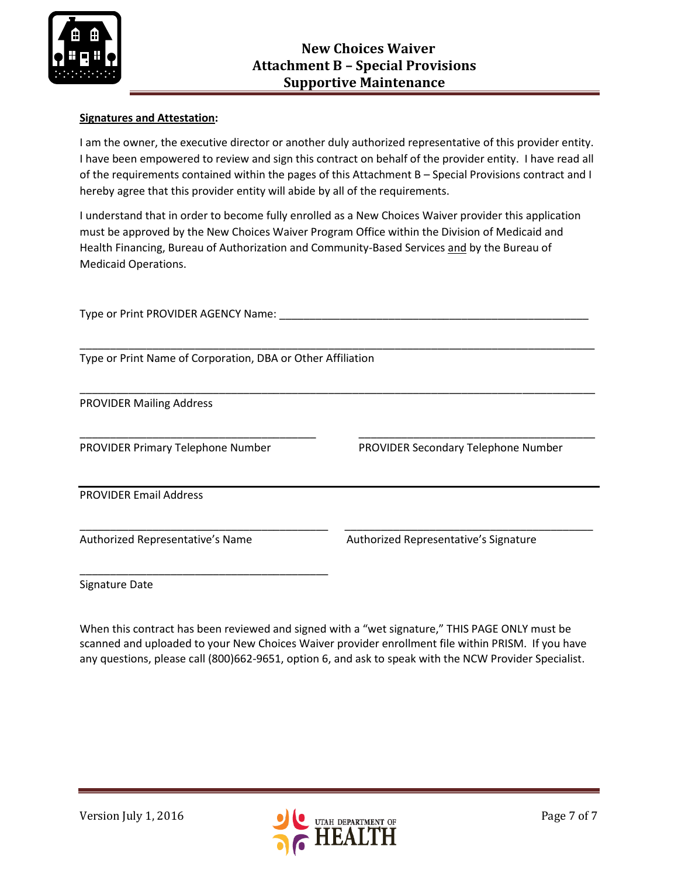**Signatures and Attestation:**

I am the owner, the executive director or another duly authorized representative of this provider entity. I have been empowered to review and sign this contract on behalf of the provider entity. I have read all of the requirements contained within the pages of this Attachment B – Special Provisions contract and I hereby agree that this provider entity will abide by all of the requirements.

I understand that in order to become fully enrolled as a New Choices Waiver provider this application must be approved by the New Choices Waiver Program Office within the Division of Medicaid and Health Financing, Bureau of Authorization and Community-Based Services and by the Bureau of Medicaid Operations.

Type or Print PROVIDER AGENCY Name: ______________________________________________________

_____________________________________________________________________________________

Type or Print Name of Corporation, DBA or Other Affiliation

_____________________________________________________________________________________

PROVIDER Mailing Address

_________________________________________ _________________________________________

PROVIDER Primary Telephone Number PROVIDER Secondary Telephone Number

_____________________________________________________________________________________

PROVIDER Email Address

___________________________________________ ___________________________________________

Authorized Representative's Name Authorized Representative's Signature

___________________________________________

Signature Date

When this contract has been reviewed and signed with a "wet signature," THIS PAGE ONLY must be scanned and uploaded to your New Choices Waiver provider enrollment file within PRISM. If you have any questions, please call (800)662-9651, option 6, and ask to speak with the NCW Provider Specialist.